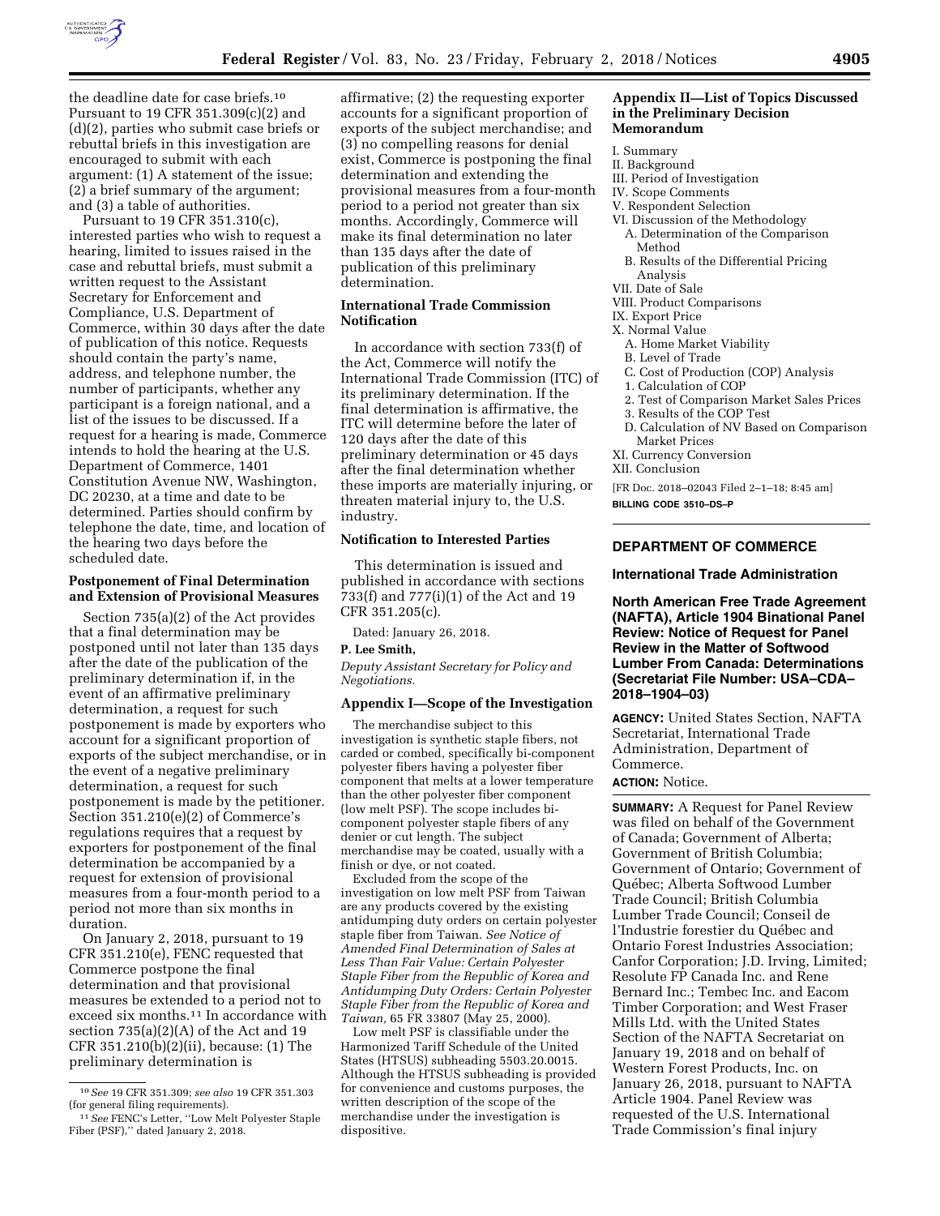the deadline date for case briefs.[10] Pursuant to 19 CFR 351.309(c)(2) and (d)(2), parties who submit case briefs or rebuttal briefs in this investigation are encouraged to submit with each argument: (1) A statement of the issue; (2) a brief summary of the argument; and (3) a table of authorities.

Pursuant to 19 CFR 351.310(c), interested parties who wish to request a hearing, limited to issues raised in the case and rebuttal briefs, must submit a written request to the Assistant Secretary for Enforcement and Compliance, U.S. Department of Commerce, within 30 days after the date of publication of this notice. Requests should contain the party's name, address, and telephone number, the number of participants, whether any participant is a foreign national, and a list of the issues to be discussed. If a request for a hearing is made, Commerce intends to hold the hearing at the U.S. Department of Commerce, 1401 Constitution Avenue NW, Washington, DC 20230, at a time and date to be determined. Parties should confirm by telephone the date, time, and location of the hearing two days before the scheduled date.

**Postponement of Final Determination and Extension of Provisional Measures**

Section 735(a)(2) of the Act provides that a final determination may be postponed until not later than 135 days after the date of the publication of the preliminary determination if, in the event of an affirmative preliminary determination, a request for such postponement is made by exporters who account for a significant proportion of exports of the subject merchandise, or in the event of a negative preliminary determination, a request for such postponement is made by the petitioner. Section 351.210(e)(2) of Commerce's regulations requires that a request by exporters for postponement of the final determination be accompanied by a request for extension of provisional measures from a four-month period to a period not more than six months in duration.

On January 2, 2018, pursuant to 19 CFR 351.210(e), FENC requested that Commerce postpone the final determination and that provisional measures be extended to a period not to exceed six months.[11] In accordance with section 735(a)(2)(A) of the Act and 19 CFR 351.210(b)(2)(ii), because: (1) The preliminary determination is affirmative; (2) the requesting exporter accounts for a significant proportion of exports of the subject merchandise; and (3) no compelling reasons for denial exist, Commerce is postponing the final determination and extending the provisional measures from a four-month period to a period not greater than six months. Accordingly, Commerce will make its final determination no later than 135 days after the date of publication of this preliminary determination.

**International Trade Commission Notification**

In accordance with section 733(f) of the Act, Commerce will notify the International Trade Commission (ITC) of its preliminary determination. If the final determination is affirmative, the ITC will determine before the later of 120 days after the date of this preliminary determination or 45 days after the final determination whether these imports are materially injuring, or threaten material injury to, the U.S. industry.

**Notification to Interested Parties**

This determination is issued and published in accordance with sections 733(f) and 777(i)(1) of the Act and 19 CFR 351.205(c).

Dated: January 26, 2018.

**P. Lee Smith,**

*Deputy Assistant Secretary for Policy and Negotiations.*

**Appendix I—Scope of the Investigation**

The merchandise subject to this investigation is synthetic staple fibers, not carded or combed, specifically bi-component polyester fibers having a polyester fiber component that melts at a lower temperature than the other polyester fiber component (low melt PSF). The scope includes bi-component polyester staple fibers of any denier or cut length. The subject merchandise may be coated, usually with a finish or dye, or not coated.

Excluded from the scope of the investigation on low melt PSF from Taiwan are any products covered by the existing antidumping duty orders on certain polyester staple fiber from Taiwan. *See Notice of Amended Final Determination of Sales at Less Than Fair Value: Certain Polyester Staple Fiber from the Republic of Korea and Antidumping Duty Orders: Certain Polyester Staple Fiber from the Republic of Korea and Taiwan,* 65 FR 33807 (May 25, 2000).

Low melt PSF is classifiable under the Harmonized Tariff Schedule of the United States (HTSUS) subheading 5503.20.0015. Although the HTSUS subheading is provided for convenience and customs purposes, the written description of the scope of the merchandise under the investigation is dispositive.

**Appendix II—List of Topics Discussed in the Preliminary Decision Memorandum**

I. Summary
II. Background
III. Period of Investigation
IV. Scope Comments
V. Respondent Selection
VI. Discussion of the Methodology
  A. Determination of the Comparison Method
  B. Results of the Differential Pricing Analysis
VII. Date of Sale
VIII. Product Comparisons
IX. Export Price
X. Normal Value
  A. Home Market Viability
  B. Level of Trade
  C. Cost of Production (COP) Analysis
  1. Calculation of COP
  2. Test of Comparison Market Sales Prices
  3. Results of the COP Test
  D. Calculation of NV Based on Comparison Market Prices
XI. Currency Conversion
XII. Conclusion

[FR Doc. 2018–02043 Filed 2–1–18; 8:45 am]

**BILLING CODE 3510–DS–P**

---

[10] *See* 19 CFR 351.309; *see also* 19 CFR 351.303 (for general filing requirements).

[11] *See* FENC's Letter, "Low Melt Polyester Staple Fiber (PSF)," dated January 2, 2018.

---

## DEPARTMENT OF COMMERCE

### International Trade Administration

### North American Free Trade Agreement (NAFTA), Article 1904 Binational Panel Review: Notice of Request for Panel Review in the Matter of Softwood Lumber From Canada: Determinations (Secretariat File Number: USA–CDA–2018–1904–03)

**AGENCY:** United States Section, NAFTA Secretariat, International Trade Administration, Department of Commerce.

**ACTION:** Notice.

**SUMMARY:** A Request for Panel Review was filed on behalf of the Government of Canada; Government of Alberta; Government of British Columbia; Government of Ontario; Government of Québec; Alberta Softwood Lumber Trade Council; British Columbia Lumber Trade Council; Conseil de l'Industrie forestier du Québec and Ontario Forest Industries Association; Canfor Corporation; J.D. Irving, Limited; Resolute FP Canada Inc. and Rene Bernard Inc.; Tembec Inc. and Eacom Timber Corporation; and West Fraser Mills Ltd. with the United States Section of the NAFTA Secretariat on January 19, 2018 and on behalf of Western Forest Products, Inc. on January 26, 2018, pursuant to NAFTA Article 1904. Panel Review was requested of the U.S. International Trade Commission's final injury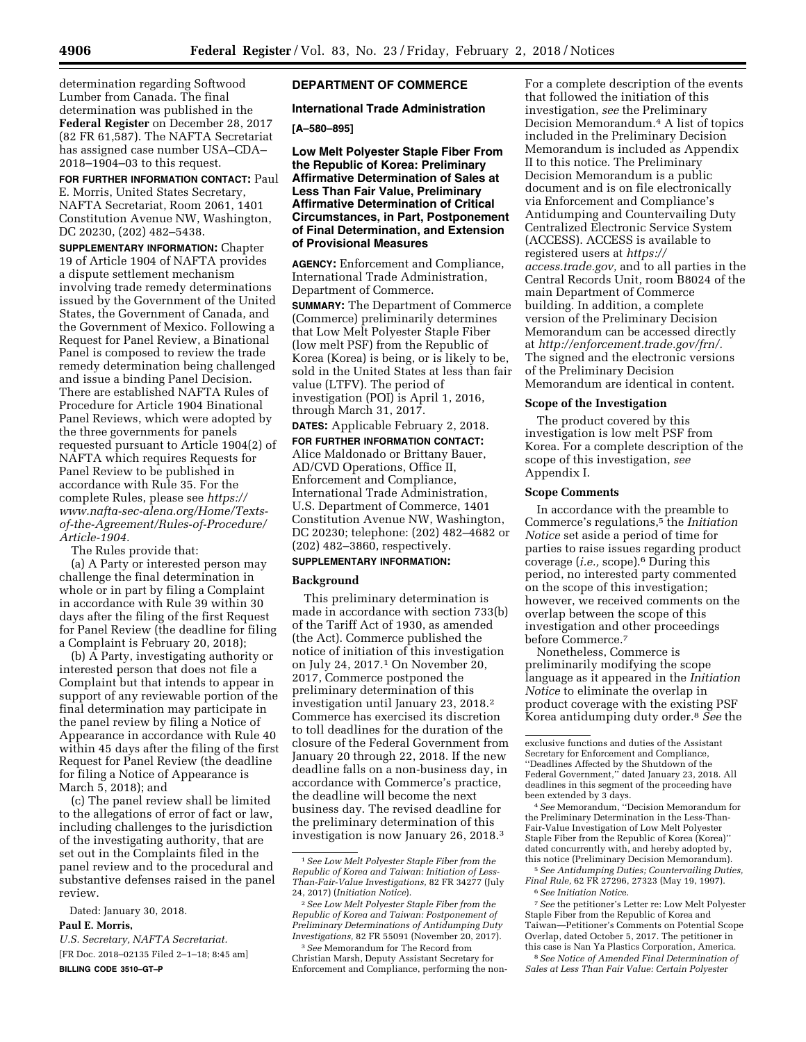determination regarding Softwood Lumber from Canada. The final determination was published in the **Federal Register** on December 28, 2017 (82 FR 61,587). The NAFTA Secretariat has assigned case number USA–CDA–2018–1904–03 to this request.

**FOR FURTHER INFORMATION CONTACT:** Paul E. Morris, United States Secretary, NAFTA Secretariat, Room 2061, 1401 Constitution Avenue NW, Washington, DC 20230, (202) 482–5438.

**SUPPLEMENTARY INFORMATION:** Chapter 19 of Article 1904 of NAFTA provides a dispute settlement mechanism involving trade remedy determinations issued by the Government of the United States, the Government of Canada, and the Government of Mexico. Following a Request for Panel Review, a Binational Panel is composed to review the trade remedy determination being challenged and issue a binding Panel Decision. There are established NAFTA Rules of Procedure for Article 1904 Binational Panel Reviews, which were adopted by the three governments for panels requested pursuant to Article 1904(2) of NAFTA which requires Requests for Panel Review to be published in accordance with Rule 35. For the complete Rules, please see *https://www.nafta-sec-alena.org/Home/Texts-of-the-Agreement/Rules-of-Procedure/Article-1904.*

The Rules provide that:

(a) A Party or interested person may challenge the final determination in whole or in part by filing a Complaint in accordance with Rule 39 within 30 days after the filing of the first Request for Panel Review (the deadline for filing a Complaint is February 20, 2018);

(b) A Party, investigating authority or interested person that does not file a Complaint but that intends to appear in support of any reviewable portion of the final determination may participate in the panel review by filing a Notice of Appearance in accordance with Rule 40 within 45 days after the filing of the first Request for Panel Review (the deadline for filing a Notice of Appearance is March 5, 2018); and

(c) The panel review shall be limited to the allegations of error of fact or law, including challenges to the jurisdiction of the investigating authority, that are set out in the Complaints filed in the panel review and to the procedural and substantive defenses raised in the panel review.

Dated: January 30, 2018.

**Paul E. Morris,**

*U.S. Secretary, NAFTA Secretariat.*

[FR Doc. 2018–02135 Filed 2–1–18; 8:45 am]

**BILLING CODE 3510–GT–P**

## DEPARTMENT OF COMMERCE

### International Trade Administration

**[A–580–895]**

### Low Melt Polyester Staple Fiber From the Republic of Korea: Preliminary Affirmative Determination of Sales at Less Than Fair Value, Preliminary Affirmative Determination of Critical Circumstances, in Part, Postponement of Final Determination, and Extension of Provisional Measures

**AGENCY:** Enforcement and Compliance, International Trade Administration, Department of Commerce.

**SUMMARY:** The Department of Commerce (Commerce) preliminarily determines that Low Melt Polyester Staple Fiber (low melt PSF) from the Republic of Korea (Korea) is being, or is likely to be, sold in the United States at less than fair value (LTFV). The period of investigation (POI) is April 1, 2016, through March 31, 2017.

**DATES:** Applicable February 2, 2018.

**FOR FURTHER INFORMATION CONTACT:** Alice Maldonado or Brittany Bauer, AD/CVD Operations, Office II, Enforcement and Compliance, International Trade Administration, U.S. Department of Commerce, 1401 Constitution Avenue NW, Washington, DC 20230; telephone: (202) 482–4682 or (202) 482–3860, respectively.

**SUPPLEMENTARY INFORMATION:**

#### Background

This preliminary determination is made in accordance with section 733(b) of the Tariff Act of 1930, as amended (the Act). Commerce published the notice of initiation of this investigation on July 24, 2017.[1] On November 20, 2017, Commerce postponed the preliminary determination of this investigation until January 23, 2018.[2] Commerce has exercised its discretion to toll deadlines for the duration of the closure of the Federal Government from January 20 through 22, 2018. If the new deadline falls on a non-business day, in accordance with Commerce's practice, the deadline will become the next business day. The revised deadline for the preliminary determination of this investigation is now January 26, 2018.[3]

For a complete description of the events that followed the initiation of this investigation, *see* the Preliminary Decision Memorandum.[4] A list of topics included in the Preliminary Decision Memorandum is included as Appendix II to this notice. The Preliminary Decision Memorandum is a public document and is on file electronically via Enforcement and Compliance's Antidumping and Countervailing Duty Centralized Electronic Service System (ACCESS). ACCESS is available to registered users at *https://access.trade.gov,* and to all parties in the Central Records Unit, room B8024 of the main Department of Commerce building. In addition, a complete version of the Preliminary Decision Memorandum can be accessed directly at *http://enforcement.trade.gov/frn/.* The signed and the electronic versions of the Preliminary Decision Memorandum are identical in content.

#### Scope of the Investigation

The product covered by this investigation is low melt PSF from Korea. For a complete description of the scope of this investigation, *see* Appendix I.

#### Scope Comments

In accordance with the preamble to Commerce's regulations,[5] the *Initiation Notice* set aside a period of time for parties to raise issues regarding product coverage (*i.e.,* scope).[6] During this period, no interested party commented on the scope of this investigation; however, we received comments on the overlap between the scope of this investigation and other proceedings before Commerce.[7]

Nonetheless, Commerce is preliminarily modifying the scope language as it appeared in the *Initiation Notice* to eliminate the overlap in product coverage with the existing PSF Korea antidumping duty order.[8] *See* the

---

[1] *See Low Melt Polyester Staple Fiber from the Republic of Korea and Taiwan: Initiation of Less-Than-Fair-Value Investigations,* 82 FR 34277 (July 24, 2017) (*Initiation Notice*).

[2] *See Low Melt Polyester Staple Fiber from the Republic of Korea and Taiwan: Postponement of Preliminary Determinations of Antidumping Duty Investigations,* 82 FR 55091 (November 20, 2017).

[3] *See* Memorandum from The Record from Christian Marsh, Deputy Assistant Secretary for Enforcement and Compliance, performing the non-exclusive functions and duties of the Assistant Secretary for Enforcement and Compliance, ''Deadlines Affected by the Shutdown of the Federal Government,'' dated January 23, 2018. All deadlines in this segment of the proceeding have been extended by 3 days.

[4] *See* Memorandum, ''Decision Memorandum for the Preliminary Determination in the Less-Than-Fair-Value Investigation of Low Melt Polyester Staple Fiber from the Republic of Korea (Korea)'' dated concurrently with, and hereby adopted by, this notice (Preliminary Decision Memorandum).

[5] *See Antidumping Duties; Countervailing Duties, Final Rule,* 62 FR 27296, 27323 (May 19, 1997).

[6] *See Initiation Notice.*

[7] *See* the petitioner's Letter re: Low Melt Polyester Staple Fiber from the Republic of Korea and Taiwan—Petitioner's Comments on Potential Scope Overlap, dated October 5, 2017. The petitioner in this case is Nan Ya Plastics Corporation, America.

[8] *See Notice of Amended Final Determination of Sales at Less Than Fair Value: Certain Polyester*